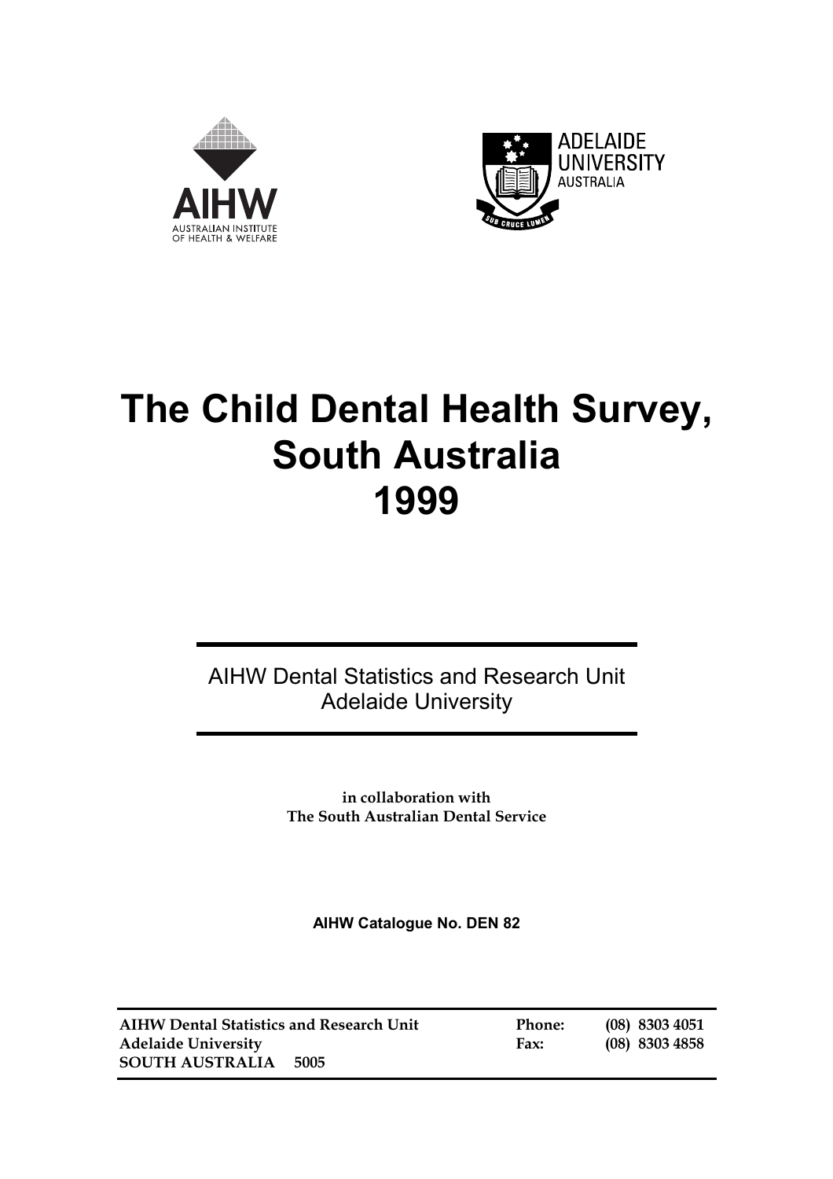AIHW
AUSTRALIAN INSTITUTE OF HEALTH & WELFARE

ADELAIDE UNIVERSITY AUSTRALIA

# The Child Dental Health Survey, South Australia 1999

AIHW Dental Statistics and Research Unit
Adelaide University

**in collaboration with**
**The South Australian Dental Service**

**AIHW Catalogue No. DEN 82**

| | | |
|---|---|---|
| **AIHW Dental Statistics and Research Unit** | **Phone:** | **(08) 8303 4051** |
| **Adelaide University** | **Fax:** | **(08) 8303 4858** |
| **SOUTH AUSTRALIA 5005** | | |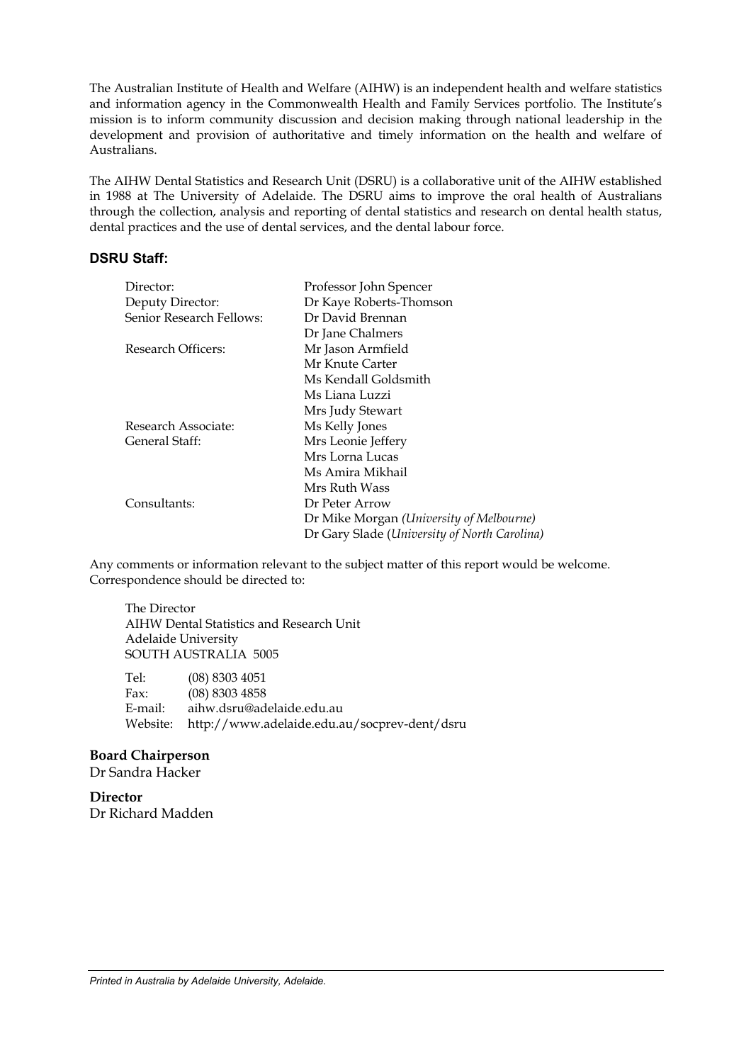The Australian Institute of Health and Welfare (AIHW) is an independent health and welfare statistics and information agency in the Commonwealth Health and Family Services portfolio. The Institute's mission is to inform community discussion and decision making through national leadership in the development and provision of authoritative and timely information on the health and welfare of Australians.

The AIHW Dental Statistics and Research Unit (DSRU) is a collaborative unit of the AIHW established in 1988 at The University of Adelaide. The DSRU aims to improve the oral health of Australians through the collection, analysis and reporting of dental statistics and research on dental health status, dental practices and the use of dental services, and the dental labour force.

### DSRU Staff:

| | |
|---|---|
| Director: | Professor John Spencer |
| Deputy Director: | Dr Kaye Roberts-Thomson |
| Senior Research Fellows: | Dr David Brennan |
| | Dr Jane Chalmers |
| Research Officers: | Mr Jason Armfield |
| | Mr Knute Carter |
| | Ms Kendall Goldsmith |
| | Ms Liana Luzzi |
| | Mrs Judy Stewart |
| Research Associate: | Ms Kelly Jones |
| General Staff: | Mrs Leonie Jeffery |
| | Mrs Lorna Lucas |
| | Ms Amira Mikhail |
| | Mrs Ruth Wass |
| Consultants: | Dr Peter Arrow |
| | Dr Mike Morgan *(University of Melbourne)* |
| | Dr Gary Slade (*University of North Carolina)* |

Any comments or information relevant to the subject matter of this report would be welcome. Correspondence should be directed to:

The Director
AIHW Dental Statistics and Research Unit
Adelaide University
SOUTH AUSTRALIA 5005

Tel: (08) 8303 4051
Fax: (08) 8303 4858
E-mail: aihw.dsru@adelaide.edu.au
Website: http://www.adelaide.edu.au/socprev-dent/dsru

**Board Chairperson**
Dr Sandra Hacker

**Director**
Dr Richard Madden

*Printed in Australia by Adelaide University, Adelaide.*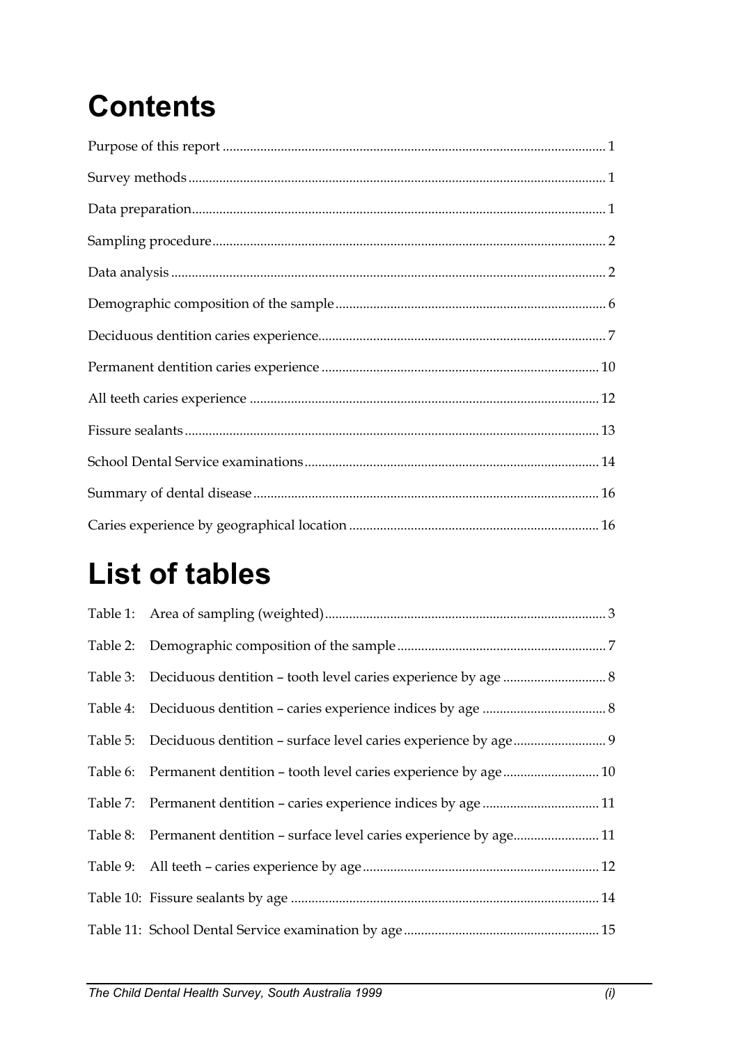# Contents

Purpose of this report ........ 1

Survey methods ........ 1

Data preparation ........ 1

Sampling procedure ........ 2

Data analysis ........ 2

Demographic composition of the sample ........ 6

Deciduous dentition caries experience ........ 7

Permanent dentition caries experience ........ 10

All teeth caries experience ........ 12

Fissure sealants ........ 13

School Dental Service examinations ........ 14

Summary of dental disease ........ 16

Caries experience by geographical location ........ 16

# List of tables

Table 1: Area of sampling (weighted) ........ 3

Table 2: Demographic composition of the sample ........ 7

Table 3: Deciduous dentition – tooth level caries experience by age ........ 8

Table 4: Deciduous dentition – caries experience indices by age ........ 8

Table 5: Deciduous dentition – surface level caries experience by age ........ 9

Table 6: Permanent dentition – tooth level caries experience by age ........ 10

Table 7: Permanent dentition – caries experience indices by age ........ 11

Table 8: Permanent dentition – surface level caries experience by age ........ 11

Table 9: All teeth – caries experience by age ........ 12

Table 10: Fissure sealants by age ........ 14

Table 11: School Dental Service examination by age ........ 15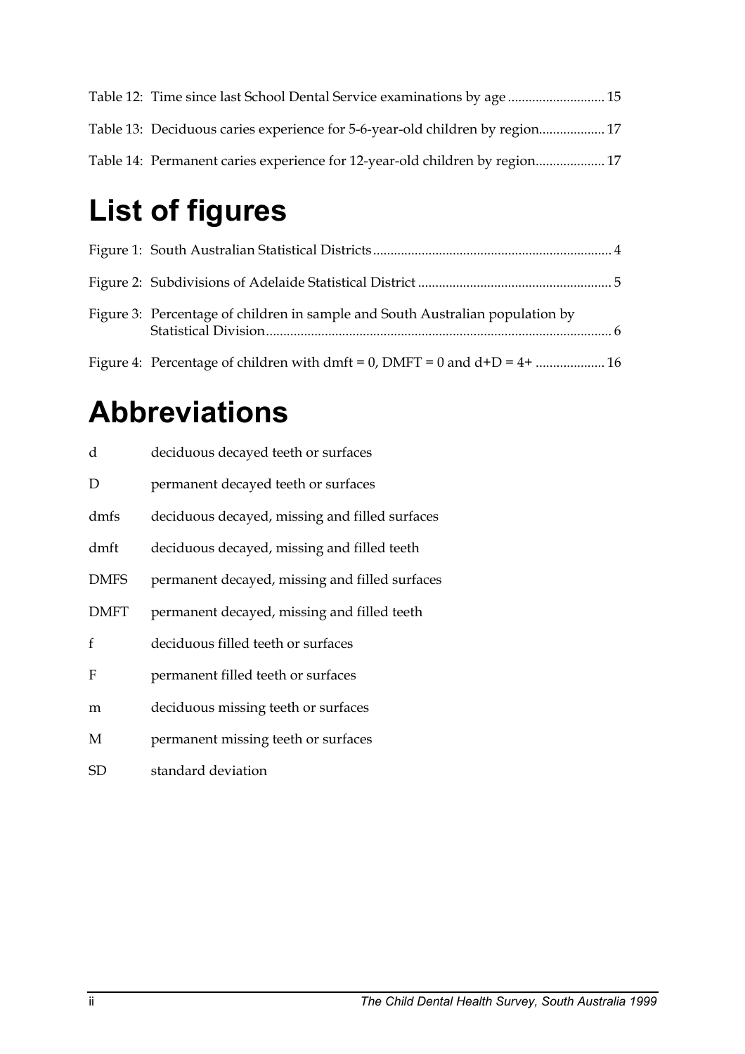Table 12: Time since last School Dental Service examinations by age ........................... 15

Table 13: Deciduous caries experience for 5-6-year-old children by region................... 17

Table 14: Permanent caries experience for 12-year-old children by region.................... 17

# List of figures

Figure 1: South Australian Statistical Districts .................................................................... 4

Figure 2: Subdivisions of Adelaide Statistical District ....................................................... 5

Figure 3: Percentage of children in sample and South Australian population by Statistical Division.................................................................................................... 6

Figure 4: Percentage of children with dmft = 0, DMFT = 0 and d+D = 4+ .................... 16

# Abbreviations

| | |
|---|---|
| d | deciduous decayed teeth or surfaces |
| D | permanent decayed teeth or surfaces |
| dmfs | deciduous decayed, missing and filled surfaces |
| dmft | deciduous decayed, missing and filled teeth |
| DMFS | permanent decayed, missing and filled surfaces |
| DMFT | permanent decayed, missing and filled teeth |
| f | deciduous filled teeth or surfaces |
| F | permanent filled teeth or surfaces |
| m | deciduous missing teeth or surfaces |
| M | permanent missing teeth or surfaces |
| SD | standard deviation |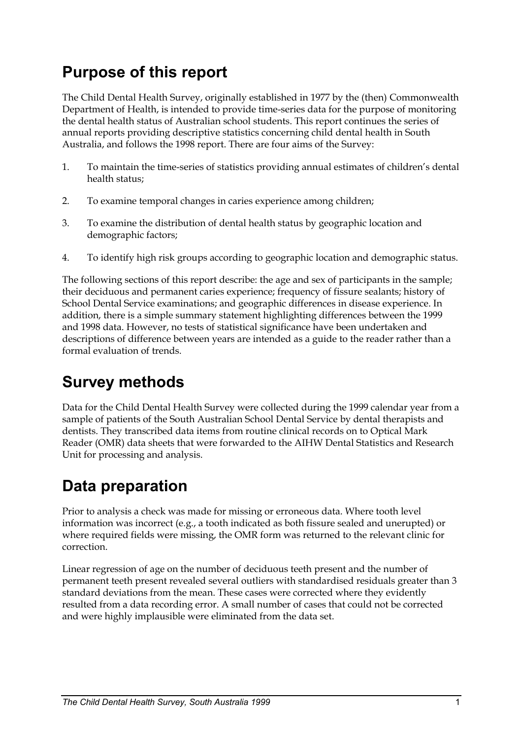## Purpose of this report

The Child Dental Health Survey, originally established in 1977 by the (then) Commonwealth Department of Health, is intended to provide time-series data for the purpose of monitoring the dental health status of Australian school students. This report continues the series of annual reports providing descriptive statistics concerning child dental health in South Australia, and follows the 1998 report. There are four aims of the Survey:

1. To maintain the time-series of statistics providing annual estimates of children's dental health status;
2. To examine temporal changes in caries experience among children;
3. To examine the distribution of dental health status by geographic location and demographic factors;
4. To identify high risk groups according to geographic location and demographic status.

The following sections of this report describe: the age and sex of participants in the sample; their deciduous and permanent caries experience; frequency of fissure sealants; history of School Dental Service examinations; and geographic differences in disease experience. In addition, there is a simple summary statement highlighting differences between the 1999 and 1998 data. However, no tests of statistical significance have been undertaken and descriptions of difference between years are intended as a guide to the reader rather than a formal evaluation of trends.

## Survey methods

Data for the Child Dental Health Survey were collected during the 1999 calendar year from a sample of patients of the South Australian School Dental Service by dental therapists and dentists. They transcribed data items from routine clinical records on to Optical Mark Reader (OMR) data sheets that were forwarded to the AIHW Dental Statistics and Research Unit for processing and analysis.

## Data preparation

Prior to analysis a check was made for missing or erroneous data. Where tooth level information was incorrect (e.g., a tooth indicated as both fissure sealed and unerupted) or where required fields were missing, the OMR form was returned to the relevant clinic for correction.

Linear regression of age on the number of deciduous teeth present and the number of permanent teeth present revealed several outliers with standardised residuals greater than 3 standard deviations from the mean. These cases were corrected where they evidently resulted from a data recording error. A small number of cases that could not be corrected and were highly implausible were eliminated from the data set.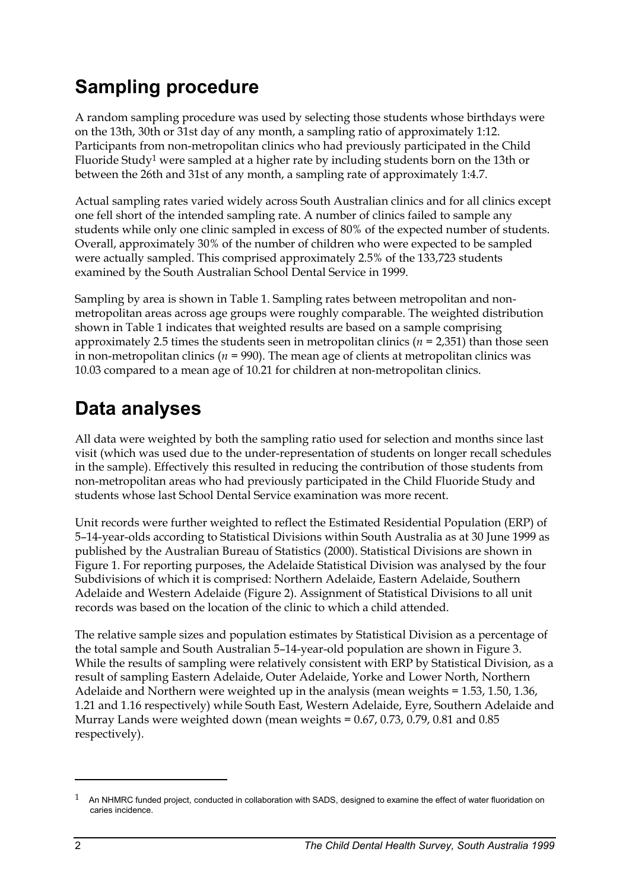## Sampling procedure

A random sampling procedure was used by selecting those students whose birthdays were on the 13th, 30th or 31st day of any month, a sampling ratio of approximately 1:12. Participants from non-metropolitan clinics who had previously participated in the Child Fluoride Study[1] were sampled at a higher rate by including students born on the 13th or between the 26th and 31st of any month, a sampling rate of approximately 1:4.7.

Actual sampling rates varied widely across South Australian clinics and for all clinics except one fell short of the intended sampling rate. A number of clinics failed to sample any students while only one clinic sampled in excess of 80% of the expected number of students. Overall, approximately 30% of the number of children who were expected to be sampled were actually sampled. This comprised approximately 2.5% of the 133,723 students examined by the South Australian School Dental Service in 1999.

Sampling by area is shown in Table 1. Sampling rates between metropolitan and non-metropolitan areas across age groups were roughly comparable. The weighted distribution shown in Table 1 indicates that weighted results are based on a sample comprising approximately 2.5 times the students seen in metropolitan clinics ($n$ = 2,351) than those seen in non-metropolitan clinics ($n$ = 990). The mean age of clients at metropolitan clinics was 10.03 compared to a mean age of 10.21 for children at non-metropolitan clinics.

## Data analyses

All data were weighted by both the sampling ratio used for selection and months since last visit (which was used due to the under-representation of students on longer recall schedules in the sample). Effectively this resulted in reducing the contribution of those students from non-metropolitan areas who had previously participated in the Child Fluoride Study and students whose last School Dental Service examination was more recent.

Unit records were further weighted to reflect the Estimated Residential Population (ERP) of 5–14-year-olds according to Statistical Divisions within South Australia as at 30 June 1999 as published by the Australian Bureau of Statistics (2000). Statistical Divisions are shown in Figure 1. For reporting purposes, the Adelaide Statistical Division was analysed by the four Subdivisions of which it is comprised: Northern Adelaide, Eastern Adelaide, Southern Adelaide and Western Adelaide (Figure 2). Assignment of Statistical Divisions to all unit records was based on the location of the clinic to which a child attended.

The relative sample sizes and population estimates by Statistical Division as a percentage of the total sample and South Australian 5–14-year-old population are shown in Figure 3. While the results of sampling were relatively consistent with ERP by Statistical Division, as a result of sampling Eastern Adelaide, Outer Adelaide, Yorke and Lower North, Northern Adelaide and Northern were weighted up in the analysis (mean weights = 1.53, 1.50, 1.36, 1.21 and 1.16 respectively) while South East, Western Adelaide, Eyre, Southern Adelaide and Murray Lands were weighted down (mean weights = 0.67, 0.73, 0.79, 0.81 and 0.85 respectively).

---

[1] An NHMRC funded project, conducted in collaboration with SADS, designed to examine the effect of water fluoridation on caries incidence.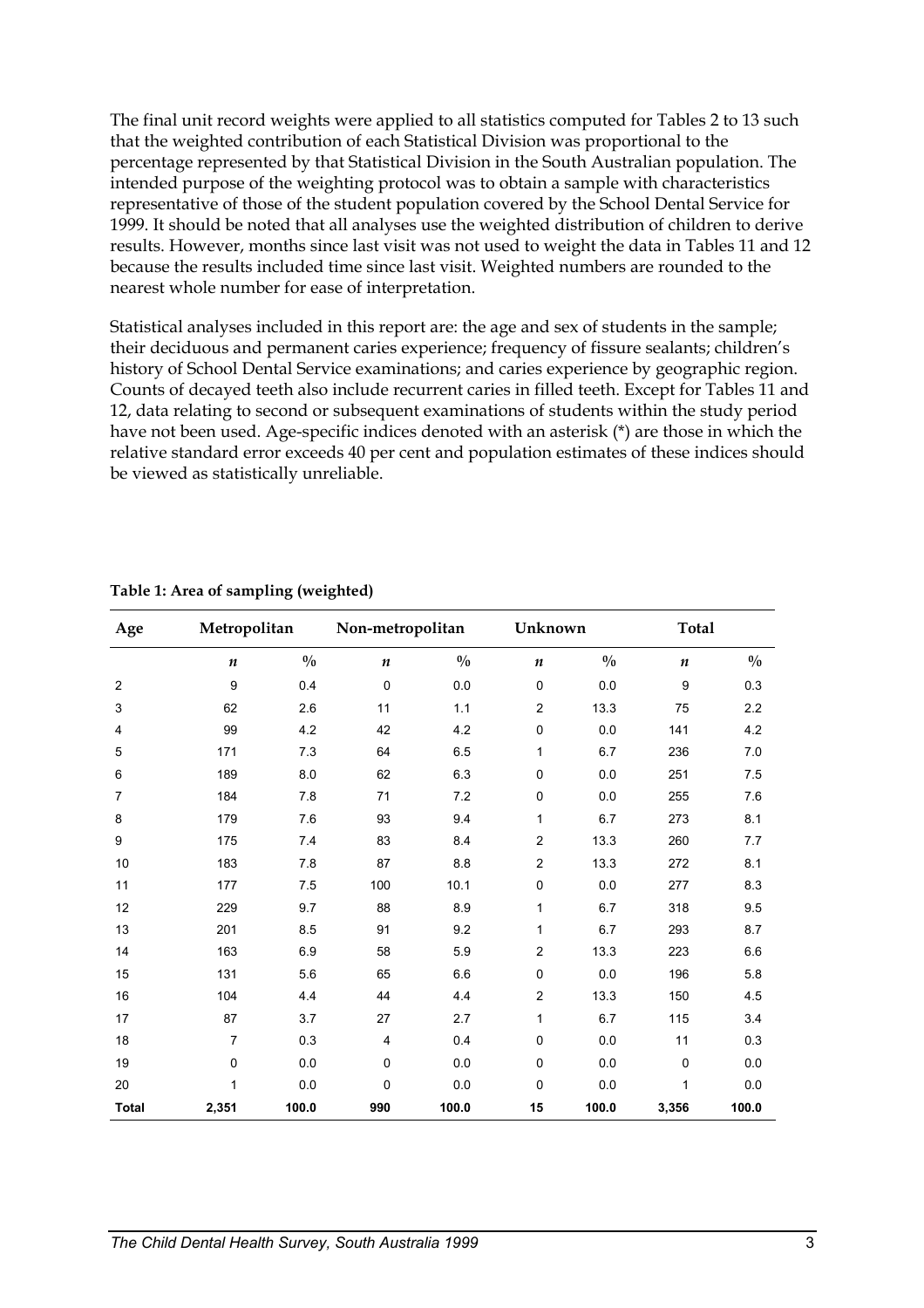The final unit record weights were applied to all statistics computed for Tables 2 to 13 such that the weighted contribution of each Statistical Division was proportional to the percentage represented by that Statistical Division in the South Australian population. The intended purpose of the weighting protocol was to obtain a sample with characteristics representative of those of the student population covered by the School Dental Service for 1999. It should be noted that all analyses use the weighted distribution of children to derive results. However, months since last visit was not used to weight the data in Tables 11 and 12 because the results included time since last visit. Weighted numbers are rounded to the nearest whole number for ease of interpretation.

Statistical analyses included in this report are: the age and sex of students in the sample; their deciduous and permanent caries experience; frequency of fissure sealants; children's history of School Dental Service examinations; and caries experience by geographic region. Counts of decayed teeth also include recurrent caries in filled teeth. Except for Tables 11 and 12, data relating to second or subsequent examinations of students within the study period have not been used. Age-specific indices denoted with an asterisk (*) are those in which the relative standard error exceeds 40 per cent and population estimates of these indices should be viewed as statistically unreliable.

**Table 1: Area of sampling (weighted)**

| Age | Metropolitan | | Non-metropolitan | | Unknown | | Total | |
|---|---|---|---|---|---|---|---|---|
| | *n* | % | *n* | % | *n* | % | *n* | % |
| 2 | 9 | 0.4 | 0 | 0.0 | 0 | 0.0 | 9 | 0.3 |
| 3 | 62 | 2.6 | 11 | 1.1 | 2 | 13.3 | 75 | 2.2 |
| 4 | 99 | 4.2 | 42 | 4.2 | 0 | 0.0 | 141 | 4.2 |
| 5 | 171 | 7.3 | 64 | 6.5 | 1 | 6.7 | 236 | 7.0 |
| 6 | 189 | 8.0 | 62 | 6.3 | 0 | 0.0 | 251 | 7.5 |
| 7 | 184 | 7.8 | 71 | 7.2 | 0 | 0.0 | 255 | 7.6 |
| 8 | 179 | 7.6 | 93 | 9.4 | 1 | 6.7 | 273 | 8.1 |
| 9 | 175 | 7.4 | 83 | 8.4 | 2 | 13.3 | 260 | 7.7 |
| 10 | 183 | 7.8 | 87 | 8.8 | 2 | 13.3 | 272 | 8.1 |
| 11 | 177 | 7.5 | 100 | 10.1 | 0 | 0.0 | 277 | 8.3 |
| 12 | 229 | 9.7 | 88 | 8.9 | 1 | 6.7 | 318 | 9.5 |
| 13 | 201 | 8.5 | 91 | 9.2 | 1 | 6.7 | 293 | 8.7 |
| 14 | 163 | 6.9 | 58 | 5.9 | 2 | 13.3 | 223 | 6.6 |
| 15 | 131 | 5.6 | 65 | 6.6 | 0 | 0.0 | 196 | 5.8 |
| 16 | 104 | 4.4 | 44 | 4.4 | 2 | 13.3 | 150 | 4.5 |
| 17 | 87 | 3.7 | 27 | 2.7 | 1 | 6.7 | 115 | 3.4 |
| 18 | 7 | 0.3 | 4 | 0.4 | 0 | 0.0 | 11 | 0.3 |
| 19 | 0 | 0.0 | 0 | 0.0 | 0 | 0.0 | 0 | 0.0 |
| 20 | 1 | 0.0 | 0 | 0.0 | 0 | 0.0 | 1 | 0.0 |
| **Total** | **2,351** | **100.0** | **990** | **100.0** | **15** | **100.0** | **3,356** | **100.0** |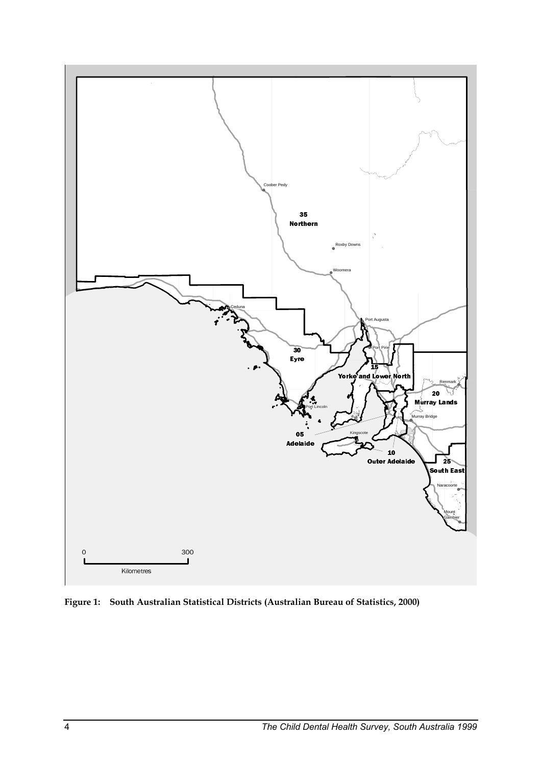**Figure 1: South Australian Statistical Districts (Australian Bureau of Statistics, 2000)**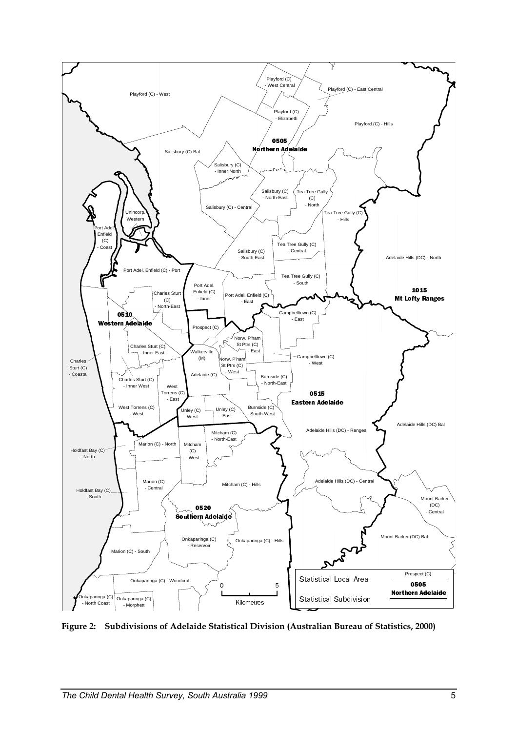**Figure 2: Subdivisions of Adelaide Statistical Division (Australian Bureau of Statistics, 2000)**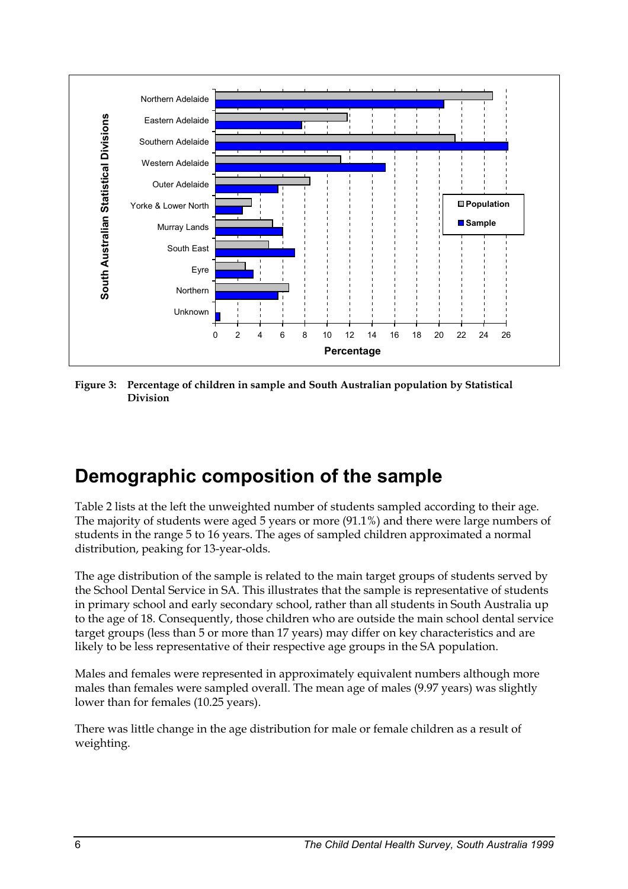**Figure 3: Percentage of children in sample and South Australian population by Statistical Division**

## Demographic composition of the sample

Table 2 lists at the left the unweighted number of students sampled according to their age. The majority of students were aged 5 years or more (91.1%) and there were large numbers of students in the range 5 to 16 years. The ages of sampled children approximated a normal distribution, peaking for 13-year-olds.

The age distribution of the sample is related to the main target groups of students served by the School Dental Service in SA. This illustrates that the sample is representative of students in primary school and early secondary school, rather than all students in South Australia up to the age of 18. Consequently, those children who are outside the main school dental service target groups (less than 5 or more than 17 years) may differ on key characteristics and are likely to be less representative of their respective age groups in the SA population.

Males and females were represented in approximately equivalent numbers although more males than females were sampled overall. The mean age of males (9.97 years) was slightly lower than for females (10.25 years).

There was little change in the age distribution for male or female children as a result of weighting.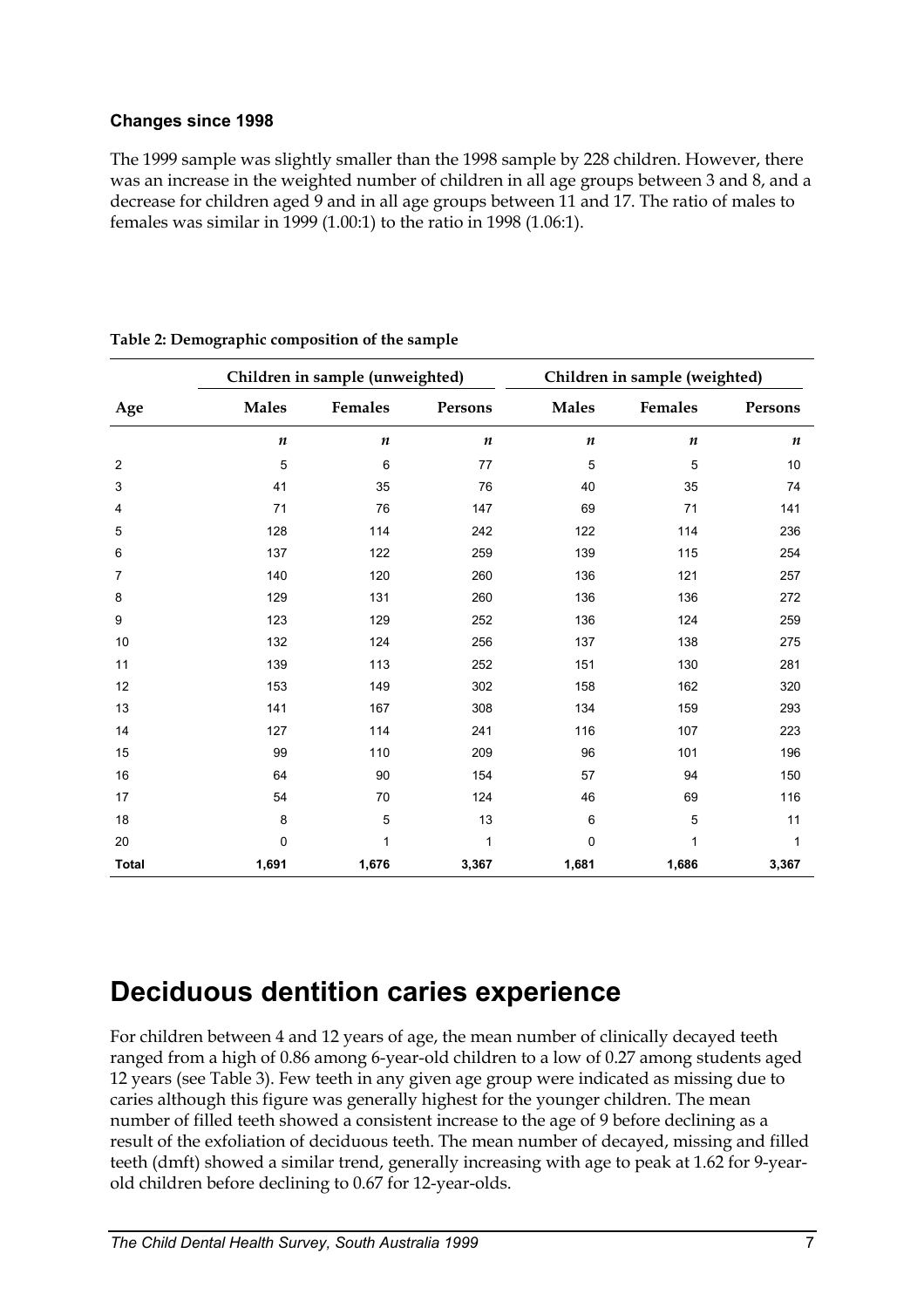**Changes since 1998**

The 1999 sample was slightly smaller than the 1998 sample by 228 children. However, there was an increase in the weighted number of children in all age groups between 3 and 8, and a decrease for children aged 9 and in all age groups between 11 and 17. The ratio of males to females was similar in 1999 (1.00:1) to the ratio in 1998 (1.06:1).

**Table 2: Demographic composition of the sample**

| | Children in sample (unweighted) | | | Children in sample (weighted) | | |
|---|---|---|---|---|---|---|
| Age | Males | Females | Persons | Males | Females | Persons |
| | *n* | *n* | *n* | *n* | *n* | *n* |
| 2 | 5 | 6 | 77 | 5 | 5 | 10 |
| 3 | 41 | 35 | 76 | 40 | 35 | 74 |
| 4 | 71 | 76 | 147 | 69 | 71 | 141 |
| 5 | 128 | 114 | 242 | 122 | 114 | 236 |
| 6 | 137 | 122 | 259 | 139 | 115 | 254 |
| 7 | 140 | 120 | 260 | 136 | 121 | 257 |
| 8 | 129 | 131 | 260 | 136 | 136 | 272 |
| 9 | 123 | 129 | 252 | 136 | 124 | 259 |
| 10 | 132 | 124 | 256 | 137 | 138 | 275 |
| 11 | 139 | 113 | 252 | 151 | 130 | 281 |
| 12 | 153 | 149 | 302 | 158 | 162 | 320 |
| 13 | 141 | 167 | 308 | 134 | 159 | 293 |
| 14 | 127 | 114 | 241 | 116 | 107 | 223 |
| 15 | 99 | 110 | 209 | 96 | 101 | 196 |
| 16 | 64 | 90 | 154 | 57 | 94 | 150 |
| 17 | 54 | 70 | 124 | 46 | 69 | 116 |
| 18 | 8 | 5 | 13 | 6 | 5 | 11 |
| 20 | 0 | 1 | 1 | 0 | 1 | 1 |
| **Total** | **1,691** | **1,676** | **3,367** | **1,681** | **1,686** | **3,367** |

# Deciduous dentition caries experience

For children between 4 and 12 years of age, the mean number of clinically decayed teeth ranged from a high of 0.86 among 6-year-old children to a low of 0.27 among students aged 12 years (see Table 3). Few teeth in any given age group were indicated as missing due to caries although this figure was generally highest for the younger children. The mean number of filled teeth showed a consistent increase to the age of 9 before declining as a result of the exfoliation of deciduous teeth. The mean number of decayed, missing and filled teeth (dmft) showed a similar trend, generally increasing with age to peak at 1.62 for 9-year-old children before declining to 0.67 for 12-year-olds.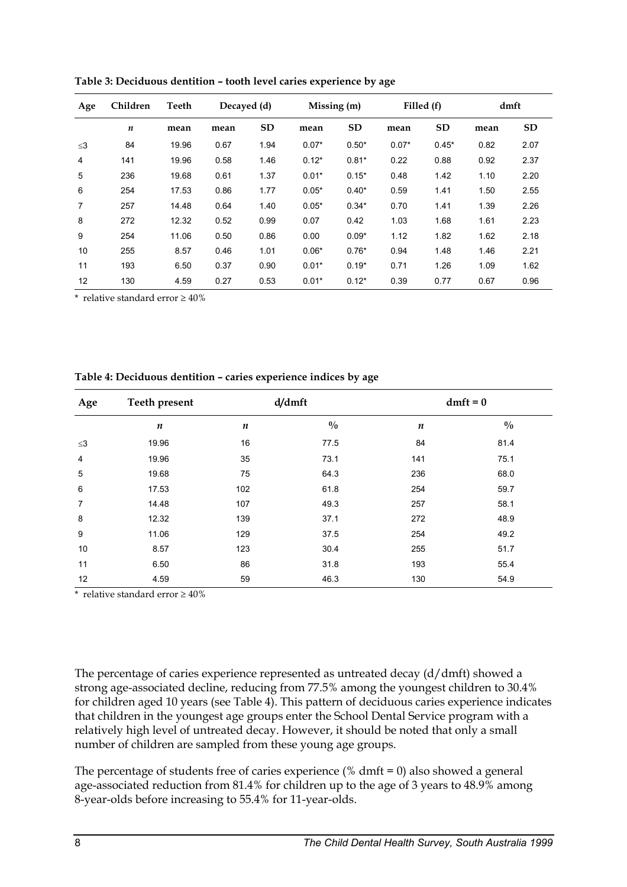**Table 3: Deciduous dentition – tooth level caries experience by age**

| Age | Children | Teeth | Decayed (d) | | Missing (m) | | Filled (f) | | dmft | |
|---|---|---|---|---|---|---|---|---|---|---|
| | *n* | mean | mean | SD | mean | SD | mean | SD | mean | SD |
| ≤3 | 84 | 19.96 | 0.67 | 1.94 | 0.07* | 0.50* | 0.07* | 0.45* | 0.82 | 2.07 |
| 4 | 141 | 19.96 | 0.58 | 1.46 | 0.12* | 0.81* | 0.22 | 0.88 | 0.92 | 2.37 |
| 5 | 236 | 19.68 | 0.61 | 1.37 | 0.01* | 0.15* | 0.48 | 1.42 | 1.10 | 2.20 |
| 6 | 254 | 17.53 | 0.86 | 1.77 | 0.05* | 0.40* | 0.59 | 1.41 | 1.50 | 2.55 |
| 7 | 257 | 14.48 | 0.64 | 1.40 | 0.05* | 0.34* | 0.70 | 1.41 | 1.39 | 2.26 |
| 8 | 272 | 12.32 | 0.52 | 0.99 | 0.07 | 0.42 | 1.03 | 1.68 | 1.61 | 2.23 |
| 9 | 254 | 11.06 | 0.50 | 0.86 | 0.00 | 0.09* | 1.12 | 1.82 | 1.62 | 2.18 |
| 10 | 255 | 8.57 | 0.46 | 1.01 | 0.06* | 0.76* | 0.94 | 1.48 | 1.46 | 2.21 |
| 11 | 193 | 6.50 | 0.37 | 0.90 | 0.01* | 0.19* | 0.71 | 1.26 | 1.09 | 1.62 |
| 12 | 130 | 4.59 | 0.27 | 0.53 | 0.01* | 0.12* | 0.39 | 0.77 | 0.67 | 0.96 |

\* relative standard error ≥ 40%

**Table 4: Deciduous dentition – caries experience indices by age**

| Age | Teeth present | d/dmft | | dmft = 0 | |
|---|---|---|---|---|---|
| | *n* | *n* | % | *n* | % |
| ≤3 | 19.96 | 16 | 77.5 | 84 | 81.4 |
| 4 | 19.96 | 35 | 73.1 | 141 | 75.1 |
| 5 | 19.68 | 75 | 64.3 | 236 | 68.0 |
| 6 | 17.53 | 102 | 61.8 | 254 | 59.7 |
| 7 | 14.48 | 107 | 49.3 | 257 | 58.1 |
| 8 | 12.32 | 139 | 37.1 | 272 | 48.9 |
| 9 | 11.06 | 129 | 37.5 | 254 | 49.2 |
| 10 | 8.57 | 123 | 30.4 | 255 | 51.7 |
| 11 | 6.50 | 86 | 31.8 | 193 | 55.4 |
| 12 | 4.59 | 59 | 46.3 | 130 | 54.9 |

\* relative standard error ≥ 40%

The percentage of caries experience represented as untreated decay (d/dmft) showed a strong age-associated decline, reducing from 77.5% among the youngest children to 30.4% for children aged 10 years (see Table 4). This pattern of deciduous caries experience indicates that children in the youngest age groups enter the School Dental Service program with a relatively high level of untreated decay. However, it should be noted that only a small number of children are sampled from these young age groups.

The percentage of students free of caries experience (% dmft = 0) also showed a general age-associated reduction from 81.4% for children up to the age of 3 years to 48.9% among 8-year-olds before increasing to 55.4% for 11-year-olds.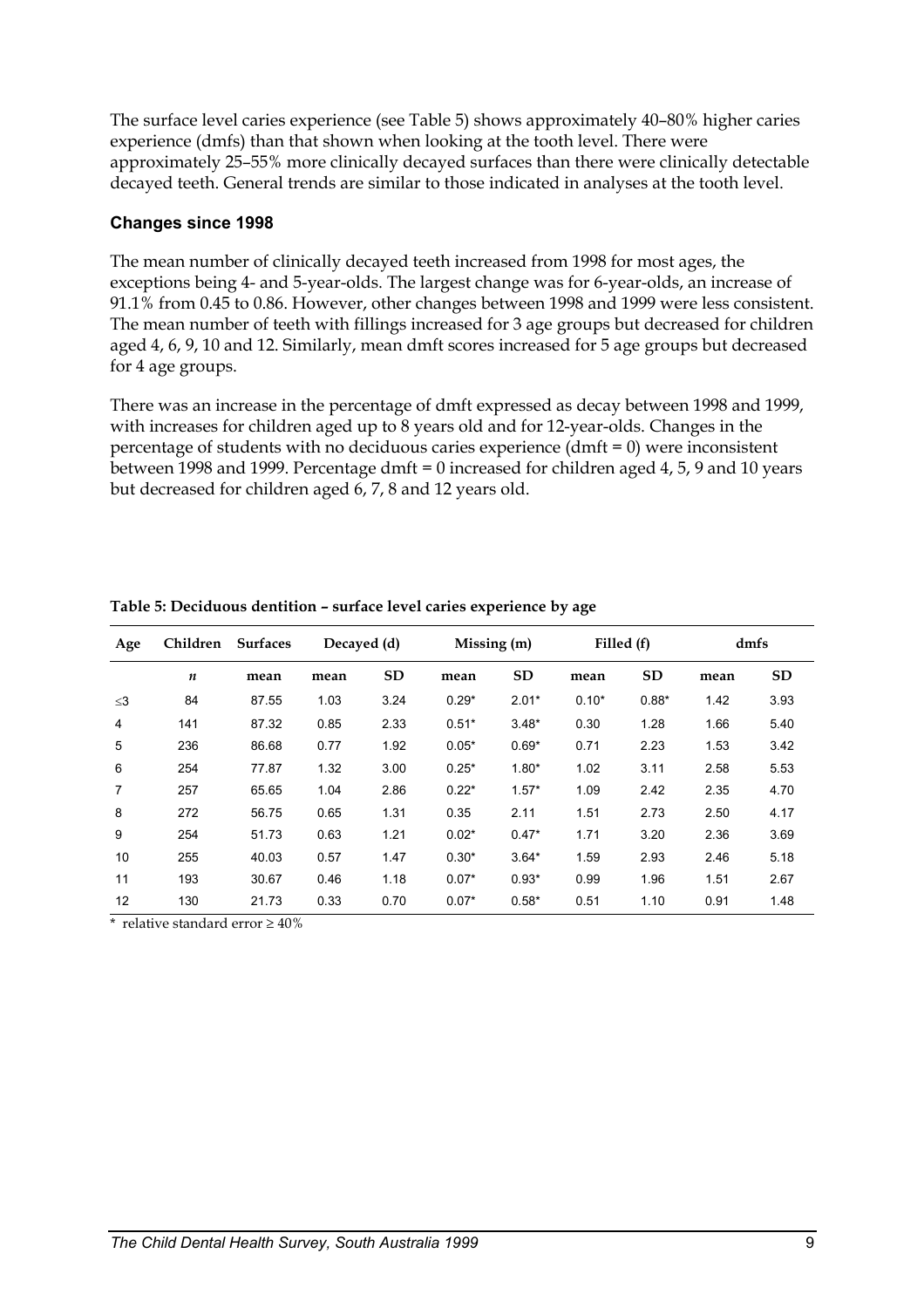The surface level caries experience (see Table 5) shows approximately 40–80% higher caries experience (dmfs) than that shown when looking at the tooth level. There were approximately 25–55% more clinically decayed surfaces than there were clinically detectable decayed teeth. General trends are similar to those indicated in analyses at the tooth level.

### Changes since 1998

The mean number of clinically decayed teeth increased from 1998 for most ages, the exceptions being 4- and 5-year-olds. The largest change was for 6-year-olds, an increase of 91.1% from 0.45 to 0.86. However, other changes between 1998 and 1999 were less consistent. The mean number of teeth with fillings increased for 3 age groups but decreased for children aged 4, 6, 9, 10 and 12. Similarly, mean dmft scores increased for 5 age groups but decreased for 4 age groups.

There was an increase in the percentage of dmft expressed as decay between 1998 and 1999, with increases for children aged up to 8 years old and for 12-year-olds. Changes in the percentage of students with no deciduous caries experience (dmft = 0) were inconsistent between 1998 and 1999. Percentage dmft = 0 increased for children aged 4, 5, 9 and 10 years but decreased for children aged 6, 7, 8 and 12 years old.

**Table 5: Deciduous dentition – surface level caries experience by age**

| Age | Children | Surfaces | Decayed (d) | | Missing (m) | | Filled (f) | | dmfs | |
|---|---|---|---|---|---|---|---|---|---|---|
| | *n* | mean | mean | SD | mean | SD | mean | SD | mean | SD |
| ≤3 | 84 | 87.55 | 1.03 | 3.24 | 0.29* | 2.01* | 0.10* | 0.88* | 1.42 | 3.93 |
| 4 | 141 | 87.32 | 0.85 | 2.33 | 0.51* | 3.48* | 0.30 | 1.28 | 1.66 | 5.40 |
| 5 | 236 | 86.68 | 0.77 | 1.92 | 0.05* | 0.69* | 0.71 | 2.23 | 1.53 | 3.42 |
| 6 | 254 | 77.87 | 1.32 | 3.00 | 0.25* | 1.80* | 1.02 | 3.11 | 2.58 | 5.53 |
| 7 | 257 | 65.65 | 1.04 | 2.86 | 0.22* | 1.57* | 1.09 | 2.42 | 2.35 | 4.70 |
| 8 | 272 | 56.75 | 0.65 | 1.31 | 0.35 | 2.11 | 1.51 | 2.73 | 2.50 | 4.17 |
| 9 | 254 | 51.73 | 0.63 | 1.21 | 0.02* | 0.47* | 1.71 | 3.20 | 2.36 | 3.69 |
| 10 | 255 | 40.03 | 0.57 | 1.47 | 0.30* | 3.64* | 1.59 | 2.93 | 2.46 | 5.18 |
| 11 | 193 | 30.67 | 0.46 | 1.18 | 0.07* | 0.93* | 0.99 | 1.96 | 1.51 | 2.67 |
| 12 | 130 | 21.73 | 0.33 | 0.70 | 0.07* | 0.58* | 0.51 | 1.10 | 0.91 | 1.48 |

\* relative standard error ≥ 40%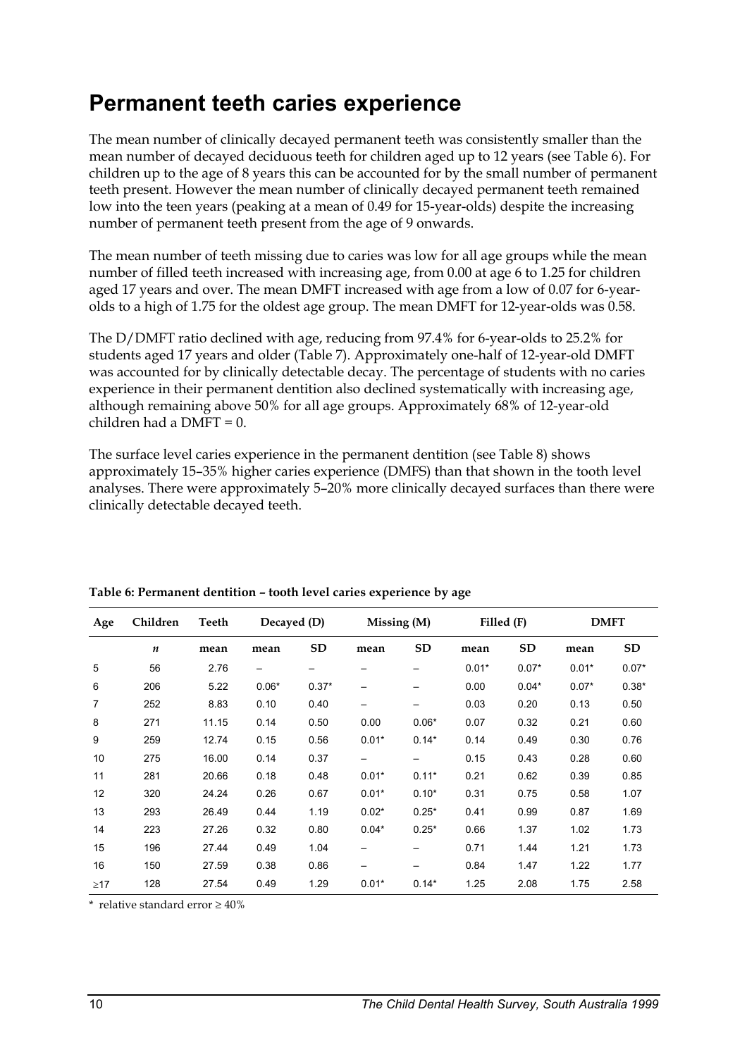# Permanent teeth caries experience

The mean number of clinically decayed permanent teeth was consistently smaller than the mean number of decayed deciduous teeth for children aged up to 12 years (see Table 6). For children up to the age of 8 years this can be accounted for by the small number of permanent teeth present. However the mean number of clinically decayed permanent teeth remained low into the teen years (peaking at a mean of 0.49 for 15-year-olds) despite the increasing number of permanent teeth present from the age of 9 onwards.

The mean number of teeth missing due to caries was low for all age groups while the mean number of filled teeth increased with increasing age, from 0.00 at age 6 to 1.25 for children aged 17 years and over. The mean DMFT increased with age from a low of 0.07 for 6-year-olds to a high of 1.75 for the oldest age group. The mean DMFT for 12-year-olds was 0.58.

The D/DMFT ratio declined with age, reducing from 97.4% for 6-year-olds to 25.2% for students aged 17 years and older (Table 7). Approximately one-half of 12-year-old DMFT was accounted for by clinically detectable decay. The percentage of students with no caries experience in their permanent dentition also declined systematically with increasing age, although remaining above 50% for all age groups. Approximately 68% of 12-year-old children had a DMFT = 0.

The surface level caries experience in the permanent dentition (see Table 8) shows approximately 15–35% higher caries experience (DMFS) than that shown in the tooth level analyses. There were approximately 5–20% more clinically decayed surfaces than there were clinically detectable decayed teeth.

**Table 6: Permanent dentition – tooth level caries experience by age**

| Age | Children | Teeth | Decayed (D) | | Missing (M) | | Filled (F) | | DMFT | |
|---|---|---|---|---|---|---|---|---|---|---|
| | *n* | mean | mean | SD | mean | SD | mean | SD | mean | SD |
| 5 | 56 | 2.76 | – | – | – | – | 0.01* | 0.07* | 0.01* | 0.07* |
| 6 | 206 | 5.22 | 0.06* | 0.37* | – | – | 0.00 | 0.04* | 0.07* | 0.38* |
| 7 | 252 | 8.83 | 0.10 | 0.40 | – | – | 0.03 | 0.20 | 0.13 | 0.50 |
| 8 | 271 | 11.15 | 0.14 | 0.50 | 0.00 | 0.06* | 0.07 | 0.32 | 0.21 | 0.60 |
| 9 | 259 | 12.74 | 0.15 | 0.56 | 0.01* | 0.14* | 0.14 | 0.49 | 0.30 | 0.76 |
| 10 | 275 | 16.00 | 0.14 | 0.37 | – | – | 0.15 | 0.43 | 0.28 | 0.60 |
| 11 | 281 | 20.66 | 0.18 | 0.48 | 0.01* | 0.11* | 0.21 | 0.62 | 0.39 | 0.85 |
| 12 | 320 | 24.24 | 0.26 | 0.67 | 0.01* | 0.10* | 0.31 | 0.75 | 0.58 | 1.07 |
| 13 | 293 | 26.49 | 0.44 | 1.19 | 0.02* | 0.25* | 0.41 | 0.99 | 0.87 | 1.69 |
| 14 | 223 | 27.26 | 0.32 | 0.80 | 0.04* | 0.25* | 0.66 | 1.37 | 1.02 | 1.73 |
| 15 | 196 | 27.44 | 0.49 | 1.04 | – | – | 0.71 | 1.44 | 1.21 | 1.73 |
| 16 | 150 | 27.59 | 0.38 | 0.86 | – | – | 0.84 | 1.47 | 1.22 | 1.77 |
| ≥17 | 128 | 27.54 | 0.49 | 1.29 | 0.01* | 0.14* | 1.25 | 2.08 | 1.75 | 2.58 |

\* relative standard error ≥ 40%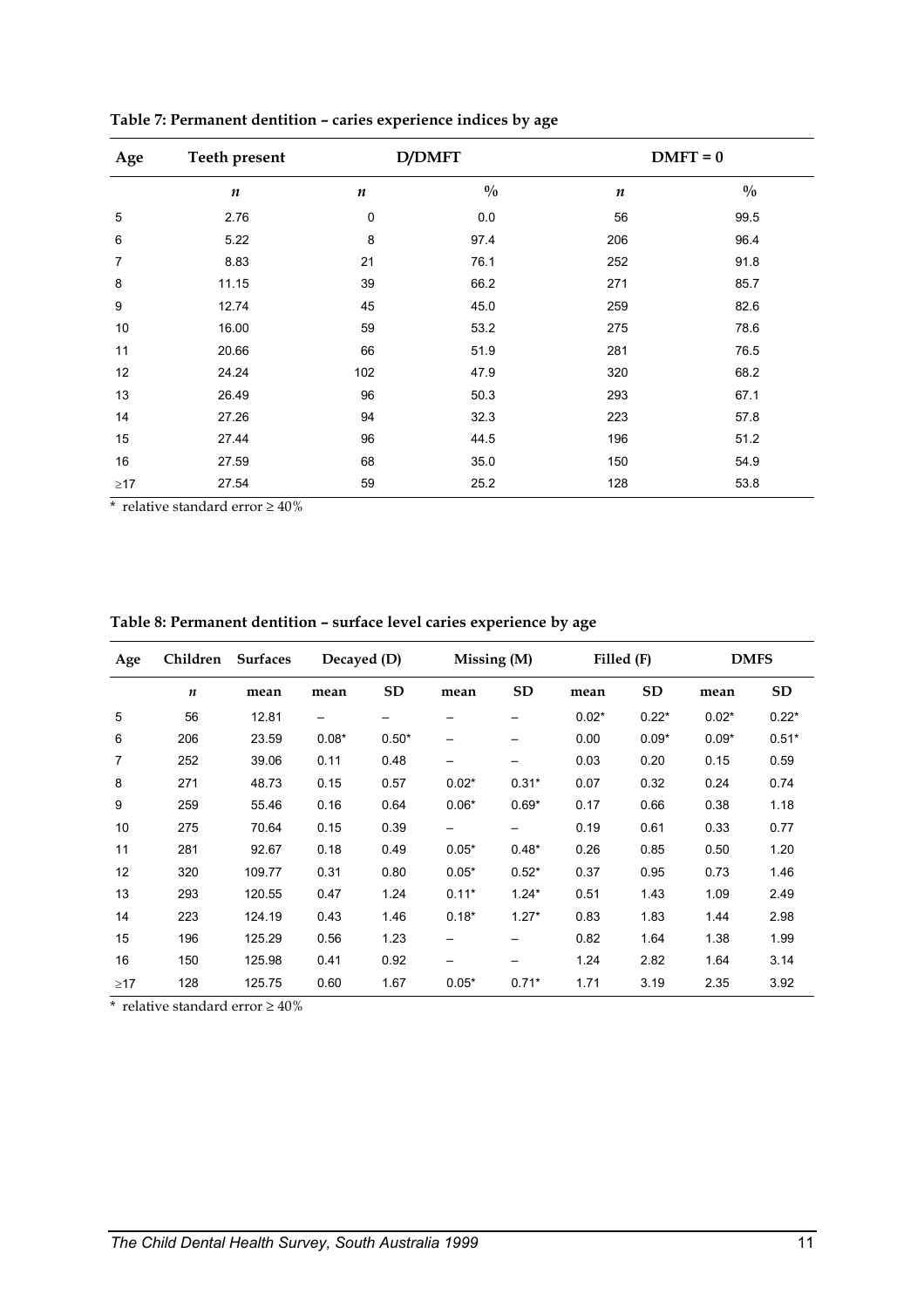**Table 7: Permanent dentition – caries experience indices by age**

| Age | Teeth present | D/DMFT | | DMFT = 0 | |
|---|---|---|---|---|---|
| | *n* | *n* | % | *n* | % |
| 5 | 2.76 | 0 | 0.0 | 56 | 99.5 |
| 6 | 5.22 | 8 | 97.4 | 206 | 96.4 |
| 7 | 8.83 | 21 | 76.1 | 252 | 91.8 |
| 8 | 11.15 | 39 | 66.2 | 271 | 85.7 |
| 9 | 12.74 | 45 | 45.0 | 259 | 82.6 |
| 10 | 16.00 | 59 | 53.2 | 275 | 78.6 |
| 11 | 20.66 | 66 | 51.9 | 281 | 76.5 |
| 12 | 24.24 | 102 | 47.9 | 320 | 68.2 |
| 13 | 26.49 | 96 | 50.3 | 293 | 67.1 |
| 14 | 27.26 | 94 | 32.3 | 223 | 57.8 |
| 15 | 27.44 | 96 | 44.5 | 196 | 51.2 |
| 16 | 27.59 | 68 | 35.0 | 150 | 54.9 |
| ≥17 | 27.54 | 59 | 25.2 | 128 | 53.8 |

\* relative standard error ≥ 40%

**Table 8: Permanent dentition – surface level caries experience by age**

| Age | Children | Surfaces | Decayed (D) | | Missing (M) | | Filled (F) | | DMFS | |
|---|---|---|---|---|---|---|---|---|---|---|
| | *n* | mean | mean | SD | mean | SD | mean | SD | mean | SD |
| 5 | 56 | 12.81 | – | – | – | – | 0.02* | 0.22* | 0.02* | 0.22* |
| 6 | 206 | 23.59 | 0.08* | 0.50* | – | – | 0.00 | 0.09* | 0.09* | 0.51* |
| 7 | 252 | 39.06 | 0.11 | 0.48 | – | – | 0.03 | 0.20 | 0.15 | 0.59 |
| 8 | 271 | 48.73 | 0.15 | 0.57 | 0.02* | 0.31* | 0.07 | 0.32 | 0.24 | 0.74 |
| 9 | 259 | 55.46 | 0.16 | 0.64 | 0.06* | 0.69* | 0.17 | 0.66 | 0.38 | 1.18 |
| 10 | 275 | 70.64 | 0.15 | 0.39 | – | – | 0.19 | 0.61 | 0.33 | 0.77 |
| 11 | 281 | 92.67 | 0.18 | 0.49 | 0.05* | 0.48* | 0.26 | 0.85 | 0.50 | 1.20 |
| 12 | 320 | 109.77 | 0.31 | 0.80 | 0.05* | 0.52* | 0.37 | 0.95 | 0.73 | 1.46 |
| 13 | 293 | 120.55 | 0.47 | 1.24 | 0.11* | 1.24* | 0.51 | 1.43 | 1.09 | 2.49 |
| 14 | 223 | 124.19 | 0.43 | 1.46 | 0.18* | 1.27* | 0.83 | 1.83 | 1.44 | 2.98 |
| 15 | 196 | 125.29 | 0.56 | 1.23 | – | – | 0.82 | 1.64 | 1.38 | 1.99 |
| 16 | 150 | 125.98 | 0.41 | 0.92 | – | – | 1.24 | 2.82 | 1.64 | 3.14 |
| ≥17 | 128 | 125.75 | 0.60 | 1.67 | 0.05* | 0.71* | 1.71 | 3.19 | 2.35 | 3.92 |

\* relative standard error ≥ 40%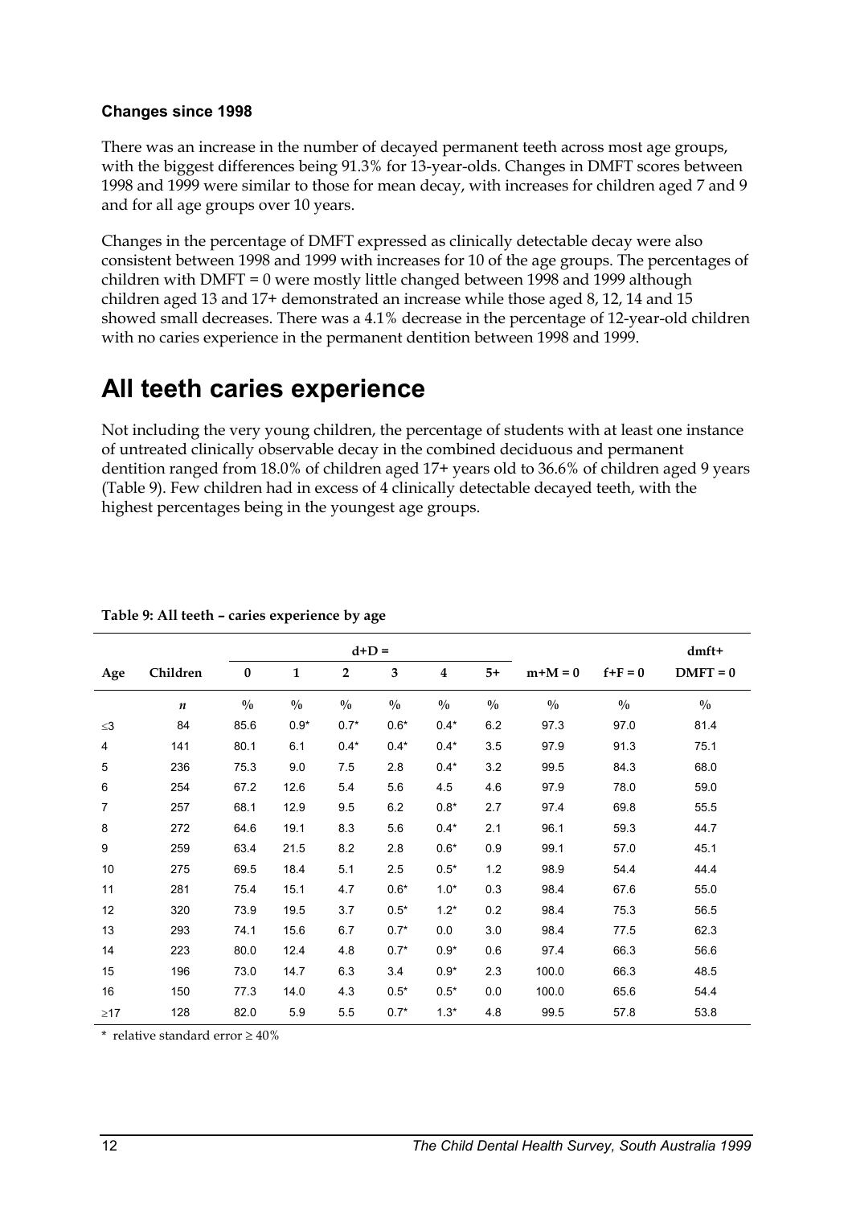**Changes since 1998**

There was an increase in the number of decayed permanent teeth across most age groups, with the biggest differences being 91.3% for 13-year-olds. Changes in DMFT scores between 1998 and 1999 were similar to those for mean decay, with increases for children aged 7 and 9 and for all age groups over 10 years.

Changes in the percentage of DMFT expressed as clinically detectable decay were also consistent between 1998 and 1999 with increases for 10 of the age groups. The percentages of children with DMFT = 0 were mostly little changed between 1998 and 1999 although children aged 13 and 17+ demonstrated an increase while those aged 8, 12, 14 and 15 showed small decreases. There was a 4.1% decrease in the percentage of 12-year-old children with no caries experience in the permanent dentition between 1998 and 1999.

# All teeth caries experience

Not including the very young children, the percentage of students with at least one instance of untreated clinically observable decay in the combined deciduous and permanent dentition ranged from 18.0% of children aged 17+ years old to 36.6% of children aged 9 years (Table 9). Few children had in excess of 4 clinically detectable decayed teeth, with the highest percentages being in the youngest age groups.

**Table 9: All teeth – caries experience by age**

| | | d+D = | | | | | | | | dmft+ |
|---|---|---|---|---|---|---|---|---|---|---|
| Age | Children | 0 | 1 | 2 | 3 | 4 | 5+ | m+M = 0 | f+F = 0 | DMFT = 0 |
| | *n* | % | % | % | % | % | % | % | % | % |
| ≤3 | 84 | 85.6 | 0.9* | 0.7* | 0.6* | 0.4* | 6.2 | 97.3 | 97.0 | 81.4 |
| 4 | 141 | 80.1 | 6.1 | 0.4* | 0.4* | 0.4* | 3.5 | 97.9 | 91.3 | 75.1 |
| 5 | 236 | 75.3 | 9.0 | 7.5 | 2.8 | 0.4* | 3.2 | 99.5 | 84.3 | 68.0 |
| 6 | 254 | 67.2 | 12.6 | 5.4 | 5.6 | 4.5 | 4.6 | 97.9 | 78.0 | 59.0 |
| 7 | 257 | 68.1 | 12.9 | 9.5 | 6.2 | 0.8* | 2.7 | 97.4 | 69.8 | 55.5 |
| 8 | 272 | 64.6 | 19.1 | 8.3 | 5.6 | 0.4* | 2.1 | 96.1 | 59.3 | 44.7 |
| 9 | 259 | 63.4 | 21.5 | 8.2 | 2.8 | 0.6* | 0.9 | 99.1 | 57.0 | 45.1 |
| 10 | 275 | 69.5 | 18.4 | 5.1 | 2.5 | 0.5* | 1.2 | 98.9 | 54.4 | 44.4 |
| 11 | 281 | 75.4 | 15.1 | 4.7 | 0.6* | 1.0* | 0.3 | 98.4 | 67.6 | 55.0 |
| 12 | 320 | 73.9 | 19.5 | 3.7 | 0.5* | 1.2* | 0.2 | 98.4 | 75.3 | 56.5 |
| 13 | 293 | 74.1 | 15.6 | 6.7 | 0.7* | 0.0 | 3.0 | 98.4 | 77.5 | 62.3 |
| 14 | 223 | 80.0 | 12.4 | 4.8 | 0.7* | 0.9* | 0.6 | 97.4 | 66.3 | 56.6 |
| 15 | 196 | 73.0 | 14.7 | 6.3 | 3.4 | 0.9* | 2.3 | 100.0 | 66.3 | 48.5 |
| 16 | 150 | 77.3 | 14.0 | 4.3 | 0.5* | 0.5* | 0.0 | 100.0 | 65.6 | 54.4 |
| ≥17 | 128 | 82.0 | 5.9 | 5.5 | 0.7* | 1.3* | 4.8 | 99.5 | 57.8 | 53.8 |

\* relative standard error ≥ 40%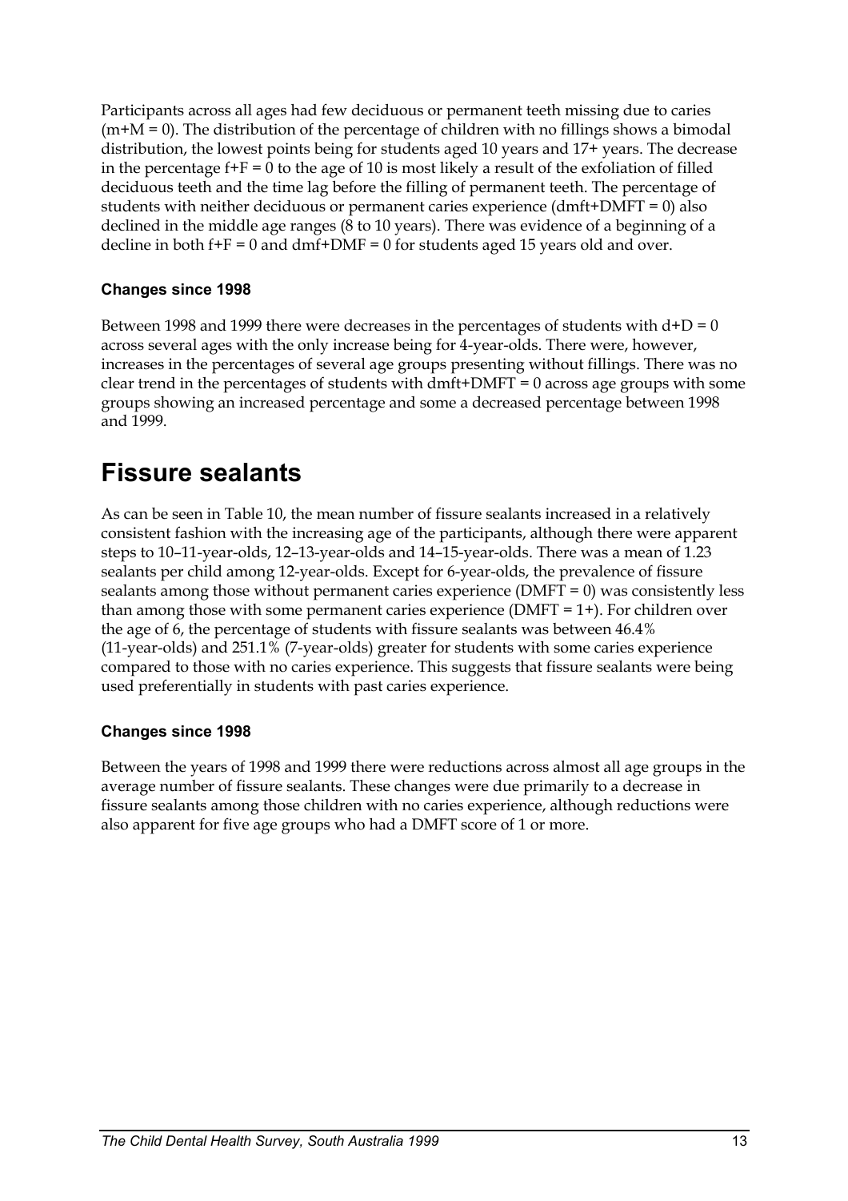Participants across all ages had few deciduous or permanent teeth missing due to caries (m+M = 0). The distribution of the percentage of children with no fillings shows a bimodal distribution, the lowest points being for students aged 10 years and 17+ years. The decrease in the percentage f+F = 0 to the age of 10 is most likely a result of the exfoliation of filled deciduous teeth and the time lag before the filling of permanent teeth. The percentage of students with neither deciduous or permanent caries experience (dmft+DMFT = 0) also declined in the middle age ranges (8 to 10 years). There was evidence of a beginning of a decline in both f+F = 0 and dmf+DMF = 0 for students aged 15 years old and over.

### Changes since 1998

Between 1998 and 1999 there were decreases in the percentages of students with d+D = 0 across several ages with the only increase being for 4-year-olds. There were, however, increases in the percentages of several age groups presenting without fillings. There was no clear trend in the percentages of students with dmft+DMFT = 0 across age groups with some groups showing an increased percentage and some a decreased percentage between 1998 and 1999.

## Fissure sealants

As can be seen in Table 10, the mean number of fissure sealants increased in a relatively consistent fashion with the increasing age of the participants, although there were apparent steps to 10–11-year-olds, 12–13-year-olds and 14–15-year-olds. There was a mean of 1.23 sealants per child among 12-year-olds. Except for 6-year-olds, the prevalence of fissure sealants among those without permanent caries experience (DMFT = 0) was consistently less than among those with some permanent caries experience (DMFT = 1+). For children over the age of 6, the percentage of students with fissure sealants was between 46.4% (11-year-olds) and 251.1% (7-year-olds) greater for students with some caries experience compared to those with no caries experience. This suggests that fissure sealants were being used preferentially in students with past caries experience.

### Changes since 1998

Between the years of 1998 and 1999 there were reductions across almost all age groups in the average number of fissure sealants. These changes were due primarily to a decrease in fissure sealants among those children with no caries experience, although reductions were also apparent for five age groups who had a DMFT score of 1 or more.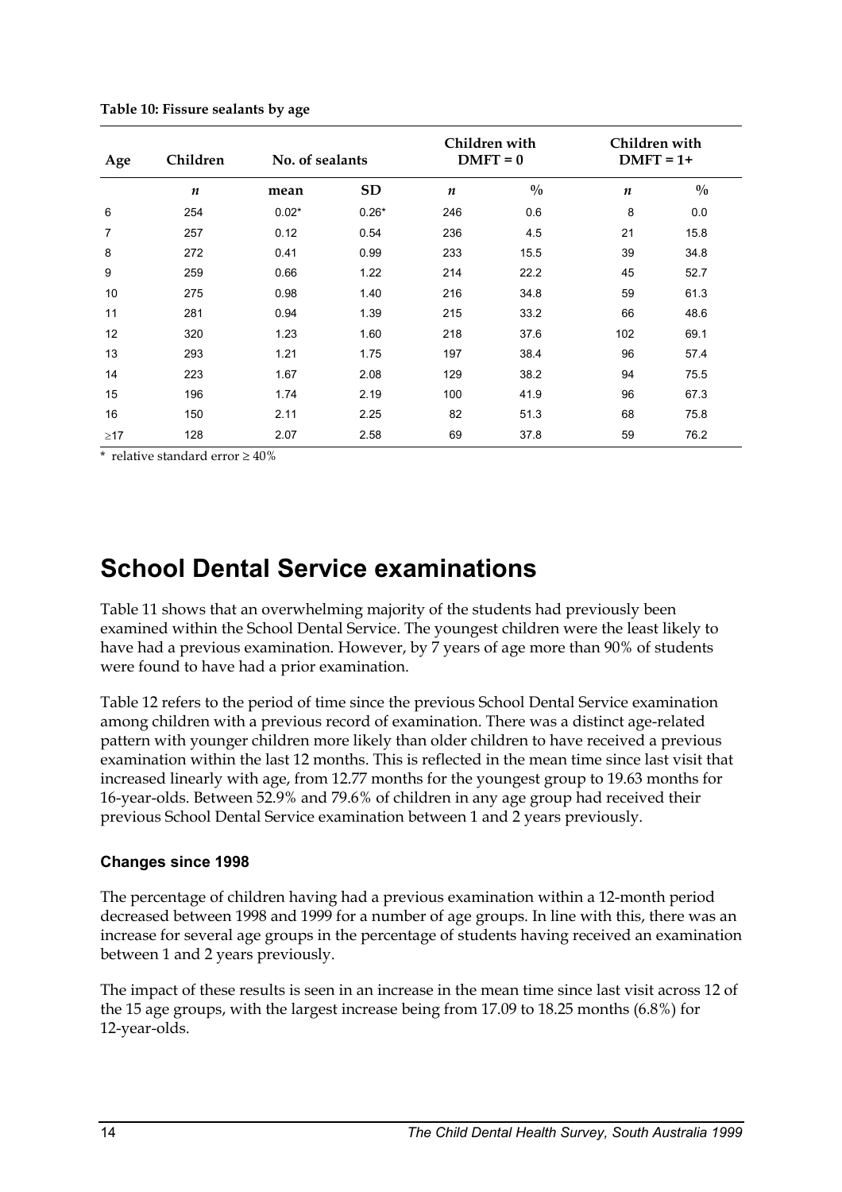**Table 10: Fissure sealants by age**

| Age | Children | No. of sealants | | Children with DMFT = 0 | | Children with DMFT = 1+ | |
|---|---|---|---|---|---|---|---|
| | *n* | mean | SD | *n* | % | *n* | % |
| 6 | 254 | 0.02* | 0.26* | 246 | 0.6 | 8 | 0.0 |
| 7 | 257 | 0.12 | 0.54 | 236 | 4.5 | 21 | 15.8 |
| 8 | 272 | 0.41 | 0.99 | 233 | 15.5 | 39 | 34.8 |
| 9 | 259 | 0.66 | 1.22 | 214 | 22.2 | 45 | 52.7 |
| 10 | 275 | 0.98 | 1.40 | 216 | 34.8 | 59 | 61.3 |
| 11 | 281 | 0.94 | 1.39 | 215 | 33.2 | 66 | 48.6 |
| 12 | 320 | 1.23 | 1.60 | 218 | 37.6 | 102 | 69.1 |
| 13 | 293 | 1.21 | 1.75 | 197 | 38.4 | 96 | 57.4 |
| 14 | 223 | 1.67 | 2.08 | 129 | 38.2 | 94 | 75.5 |
| 15 | 196 | 1.74 | 2.19 | 100 | 41.9 | 96 | 67.3 |
| 16 | 150 | 2.11 | 2.25 | 82 | 51.3 | 68 | 75.8 |
| ≥17 | 128 | 2.07 | 2.58 | 69 | 37.8 | 59 | 76.2 |

\* relative standard error ≥ 40%

# School Dental Service examinations

Table 11 shows that an overwhelming majority of the students had previously been examined within the School Dental Service. The youngest children were the least likely to have had a previous examination. However, by 7 years of age more than 90% of students were found to have had a prior examination.

Table 12 refers to the period of time since the previous School Dental Service examination among children with a previous record of examination. There was a distinct age-related pattern with younger children more likely than older children to have received a previous examination within the last 12 months. This is reflected in the mean time since last visit that increased linearly with age, from 12.77 months for the youngest group to 19.63 months for 16-year-olds. Between 52.9% and 79.6% of children in any age group had received their previous School Dental Service examination between 1 and 2 years previously.

### Changes since 1998

The percentage of children having had a previous examination within a 12-month period decreased between 1998 and 1999 for a number of age groups. In line with this, there was an increase for several age groups in the percentage of students having received an examination between 1 and 2 years previously.

The impact of these results is seen in an increase in the mean time since last visit across 12 of the 15 age groups, with the largest increase being from 17.09 to 18.25 months (6.8%) for 12-year-olds.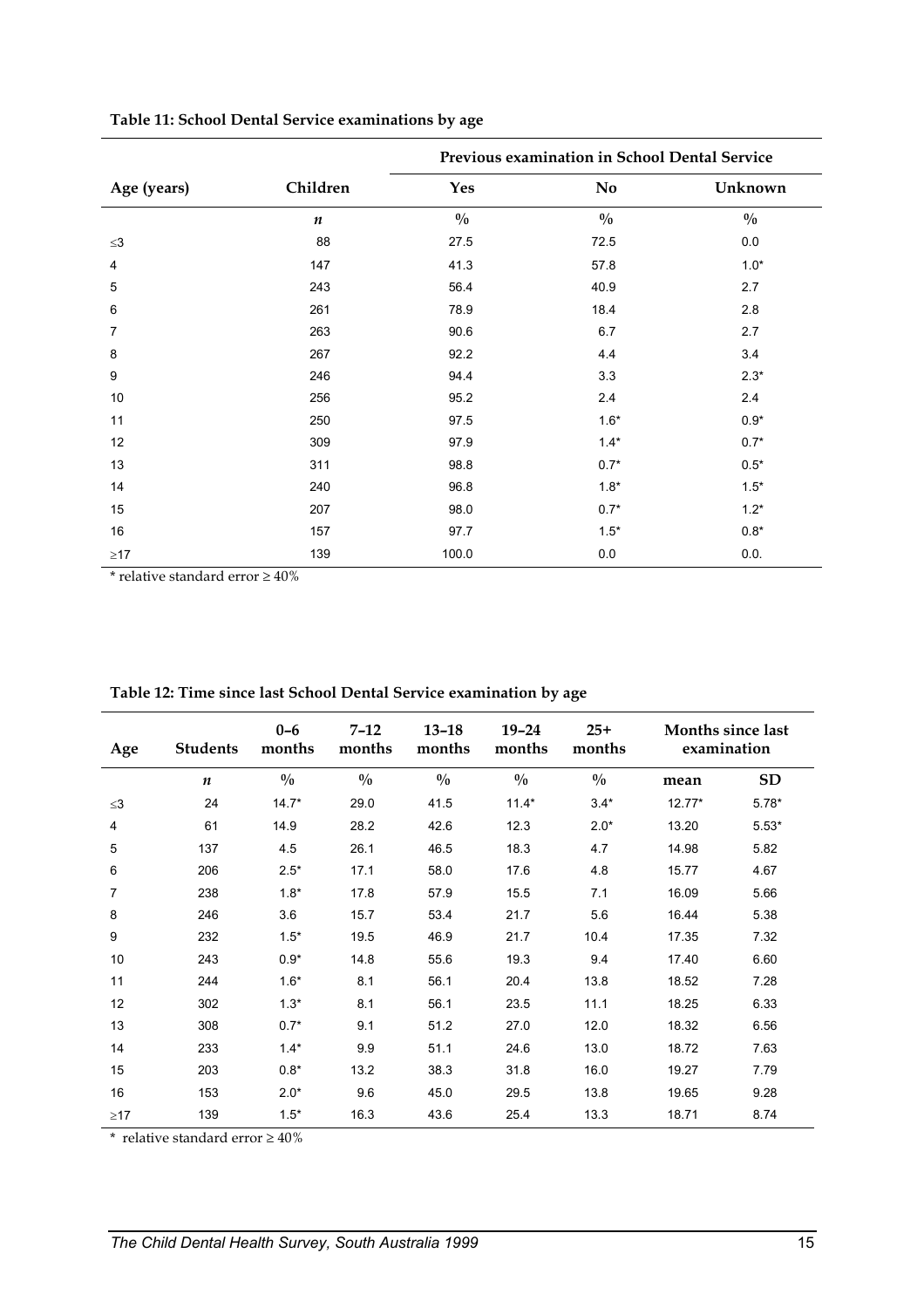**Table 11: School Dental Service examinations by age**

| Age (years) | Children | Previous examination in School Dental Service | | |
|---|---|---|---|---|
| | | Yes | No | Unknown |
| | *n* | % | % | % |
| ≤3 | 88 | 27.5 | 72.5 | 0.0 |
| 4 | 147 | 41.3 | 57.8 | 1.0* |
| 5 | 243 | 56.4 | 40.9 | 2.7 |
| 6 | 261 | 78.9 | 18.4 | 2.8 |
| 7 | 263 | 90.6 | 6.7 | 2.7 |
| 8 | 267 | 92.2 | 4.4 | 3.4 |
| 9 | 246 | 94.4 | 3.3 | 2.3* |
| 10 | 256 | 95.2 | 2.4 | 2.4 |
| 11 | 250 | 97.5 | 1.6* | 0.9* |
| 12 | 309 | 97.9 | 1.4* | 0.7* |
| 13 | 311 | 98.8 | 0.7* | 0.5* |
| 14 | 240 | 96.8 | 1.8* | 1.5* |
| 15 | 207 | 98.0 | 0.7* | 1.2* |
| 16 | 157 | 97.7 | 1.5* | 0.8* |
| ≥17 | 139 | 100.0 | 0.0 | 0.0. |

\* relative standard error ≥ 40%

**Table 12: Time since last School Dental Service examination by age**

| Age | Students | 0–6 months | 7–12 months | 13–18 months | 19–24 months | 25+ months | Months since last examination | |
|---|---|---|---|---|---|---|---|---|
| | *n* | % | % | % | % | % | mean | SD |
| ≤3 | 24 | 14.7* | 29.0 | 41.5 | 11.4* | 3.4* | 12.77* | 5.78* |
| 4 | 61 | 14.9 | 28.2 | 42.6 | 12.3 | 2.0* | 13.20 | 5.53* |
| 5 | 137 | 4.5 | 26.1 | 46.5 | 18.3 | 4.7 | 14.98 | 5.82 |
| 6 | 206 | 2.5* | 17.1 | 58.0 | 17.6 | 4.8 | 15.77 | 4.67 |
| 7 | 238 | 1.8* | 17.8 | 57.9 | 15.5 | 7.1 | 16.09 | 5.66 |
| 8 | 246 | 3.6 | 15.7 | 53.4 | 21.7 | 5.6 | 16.44 | 5.38 |
| 9 | 232 | 1.5* | 19.5 | 46.9 | 21.7 | 10.4 | 17.35 | 7.32 |
| 10 | 243 | 0.9* | 14.8 | 55.6 | 19.3 | 9.4 | 17.40 | 6.60 |
| 11 | 244 | 1.6* | 8.1 | 56.1 | 20.4 | 13.8 | 18.52 | 7.28 |
| 12 | 302 | 1.3* | 8.1 | 56.1 | 23.5 | 11.1 | 18.25 | 6.33 |
| 13 | 308 | 0.7* | 9.1 | 51.2 | 27.0 | 12.0 | 18.32 | 6.56 |
| 14 | 233 | 1.4* | 9.9 | 51.1 | 24.6 | 13.0 | 18.72 | 7.63 |
| 15 | 203 | 0.8* | 13.2 | 38.3 | 31.8 | 16.0 | 19.27 | 7.79 |
| 16 | 153 | 2.0* | 9.6 | 45.0 | 29.5 | 13.8 | 19.65 | 9.28 |
| ≥17 | 139 | 1.5* | 16.3 | 43.6 | 25.4 | 13.3 | 18.71 | 8.74 |

\* relative standard error ≥ 40%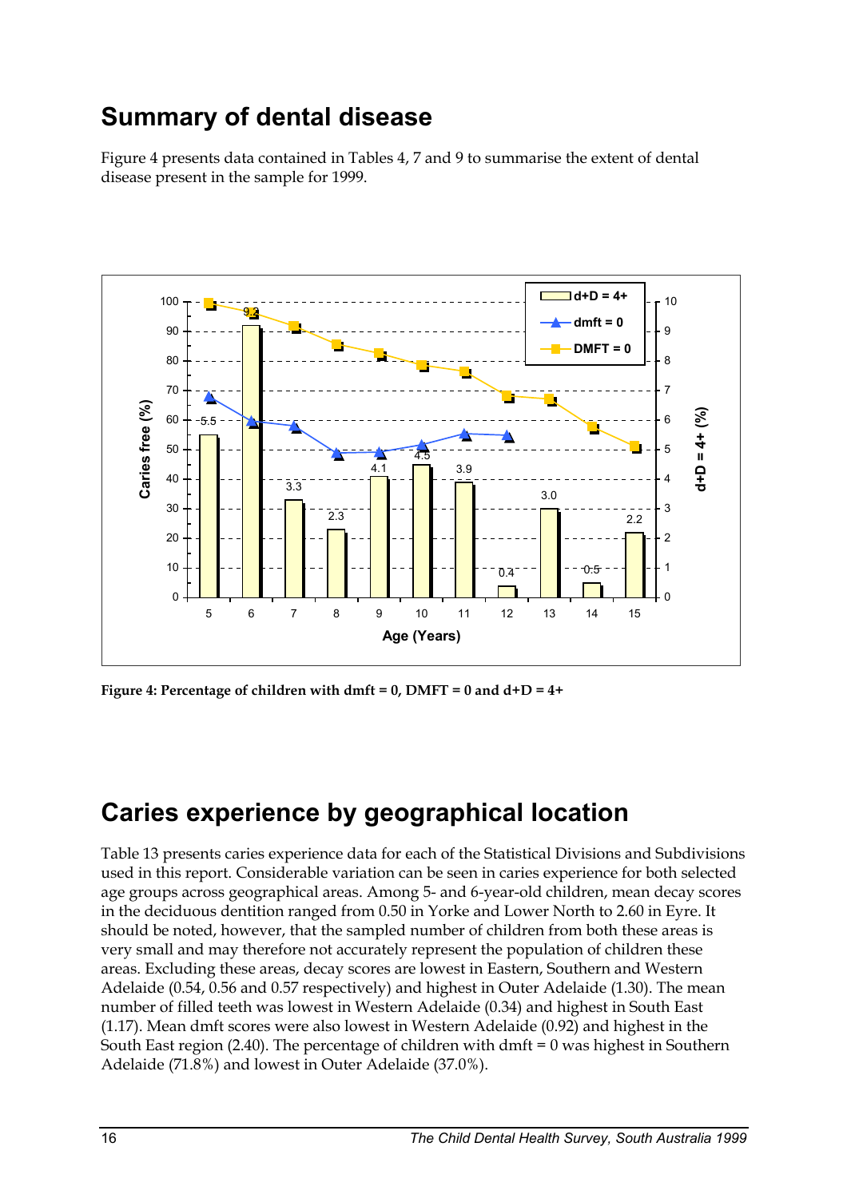## Summary of dental disease

Figure 4 presents data contained in Tables 4, 7 and 9 to summarise the extent of dental disease present in the sample for 1999.

**Figure 4: Percentage of children with dmft = 0, DMFT = 0 and d+D = 4+**

## Caries experience by geographical location

Table 13 presents caries experience data for each of the Statistical Divisions and Subdivisions used in this report. Considerable variation can be seen in caries experience for both selected age groups across geographical areas. Among 5- and 6-year-old children, mean decay scores in the deciduous dentition ranged from 0.50 in Yorke and Lower North to 2.60 in Eyre. It should be noted, however, that the sampled number of children from both these areas is very small and may therefore not accurately represent the population of children these areas. Excluding these areas, decay scores are lowest in Eastern, Southern and Western Adelaide (0.54, 0.56 and 0.57 respectively) and highest in Outer Adelaide (1.30). The mean number of filled teeth was lowest in Western Adelaide (0.34) and highest in South East (1.17). Mean dmft scores were also lowest in Western Adelaide (0.92) and highest in the South East region (2.40). The percentage of children with dmft = 0 was highest in Southern Adelaide (71.8%) and lowest in Outer Adelaide (37.0%).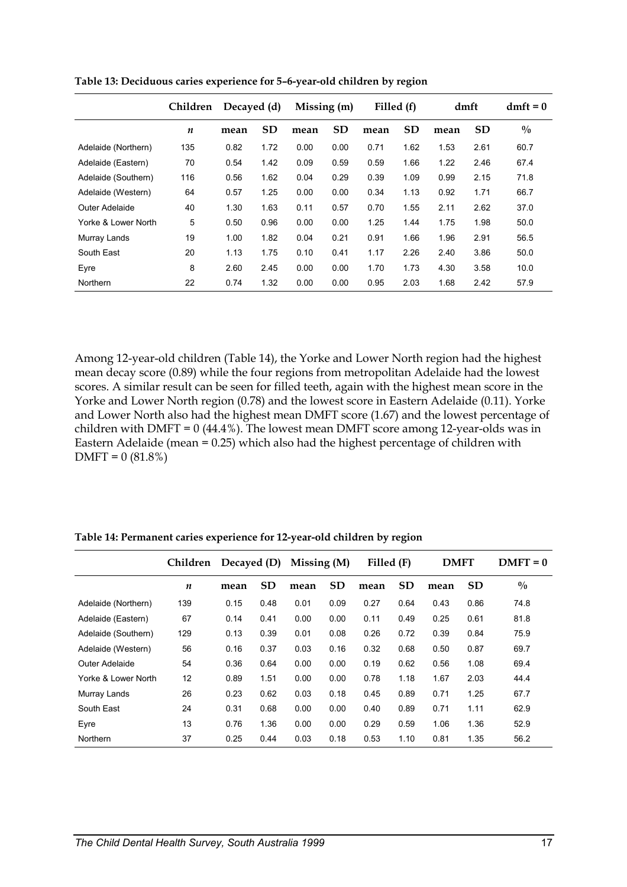**Table 13: Deciduous caries experience for 5–6-year-old children by region**

| | Children | Decayed (d) | | Missing (m) | | Filled (f) | | dmft | | dmft = 0 |
|---|---|---|---|---|---|---|---|---|---|---|
| | *n* | mean | SD | mean | SD | mean | SD | mean | SD | % |
| Adelaide (Northern) | 135 | 0.82 | 1.72 | 0.00 | 0.00 | 0.71 | 1.62 | 1.53 | 2.61 | 60.7 |
| Adelaide (Eastern) | 70 | 0.54 | 1.42 | 0.09 | 0.59 | 0.59 | 1.66 | 1.22 | 2.46 | 67.4 |
| Adelaide (Southern) | 116 | 0.56 | 1.62 | 0.04 | 0.29 | 0.39 | 1.09 | 0.99 | 2.15 | 71.8 |
| Adelaide (Western) | 64 | 0.57 | 1.25 | 0.00 | 0.00 | 0.34 | 1.13 | 0.92 | 1.71 | 66.7 |
| Outer Adelaide | 40 | 1.30 | 1.63 | 0.11 | 0.57 | 0.70 | 1.55 | 2.11 | 2.62 | 37.0 |
| Yorke & Lower North | 5 | 0.50 | 0.96 | 0.00 | 0.00 | 1.25 | 1.44 | 1.75 | 1.98 | 50.0 |
| Murray Lands | 19 | 1.00 | 1.82 | 0.04 | 0.21 | 0.91 | 1.66 | 1.96 | 2.91 | 56.5 |
| South East | 20 | 1.13 | 1.75 | 0.10 | 0.41 | 1.17 | 2.26 | 2.40 | 3.86 | 50.0 |
| Eyre | 8 | 2.60 | 2.45 | 0.00 | 0.00 | 1.70 | 1.73 | 4.30 | 3.58 | 10.0 |
| Northern | 22 | 0.74 | 1.32 | 0.00 | 0.00 | 0.95 | 2.03 | 1.68 | 2.42 | 57.9 |

Among 12-year-old children (Table 14), the Yorke and Lower North region had the highest mean decay score (0.89) while the four regions from metropolitan Adelaide had the lowest scores. A similar result can be seen for filled teeth, again with the highest mean score in the Yorke and Lower North region (0.78) and the lowest score in Eastern Adelaide (0.11). Yorke and Lower North also had the highest mean DMFT score (1.67) and the lowest percentage of children with DMFT = 0 (44.4%). The lowest mean DMFT score among 12-year-olds was in Eastern Adelaide (mean = 0.25) which also had the highest percentage of children with DMFT = 0 (81.8%)

**Table 14: Permanent caries experience for 12-year-old children by region**

| | Children | Decayed (D) | | Missing (M) | | Filled (F) | | DMFT | | DMFT = 0 |
|---|---|---|---|---|---|---|---|---|---|---|
| | *n* | mean | SD | mean | SD | mean | SD | mean | SD | % |
| Adelaide (Northern) | 139 | 0.15 | 0.48 | 0.01 | 0.09 | 0.27 | 0.64 | 0.43 | 0.86 | 74.8 |
| Adelaide (Eastern) | 67 | 0.14 | 0.41 | 0.00 | 0.00 | 0.11 | 0.49 | 0.25 | 0.61 | 81.8 |
| Adelaide (Southern) | 129 | 0.13 | 0.39 | 0.01 | 0.08 | 0.26 | 0.72 | 0.39 | 0.84 | 75.9 |
| Adelaide (Western) | 56 | 0.16 | 0.37 | 0.03 | 0.16 | 0.32 | 0.68 | 0.50 | 0.87 | 69.7 |
| Outer Adelaide | 54 | 0.36 | 0.64 | 0.00 | 0.00 | 0.19 | 0.62 | 0.56 | 1.08 | 69.4 |
| Yorke & Lower North | 12 | 0.89 | 1.51 | 0.00 | 0.00 | 0.78 | 1.18 | 1.67 | 2.03 | 44.4 |
| Murray Lands | 26 | 0.23 | 0.62 | 0.03 | 0.18 | 0.45 | 0.89 | 0.71 | 1.25 | 67.7 |
| South East | 24 | 0.31 | 0.68 | 0.00 | 0.00 | 0.40 | 0.89 | 0.71 | 1.11 | 62.9 |
| Eyre | 13 | 0.76 | 1.36 | 0.00 | 0.00 | 0.29 | 0.59 | 1.06 | 1.36 | 52.9 |
| Northern | 37 | 0.25 | 0.44 | 0.03 | 0.18 | 0.53 | 1.10 | 0.81 | 1.35 | 56.2 |